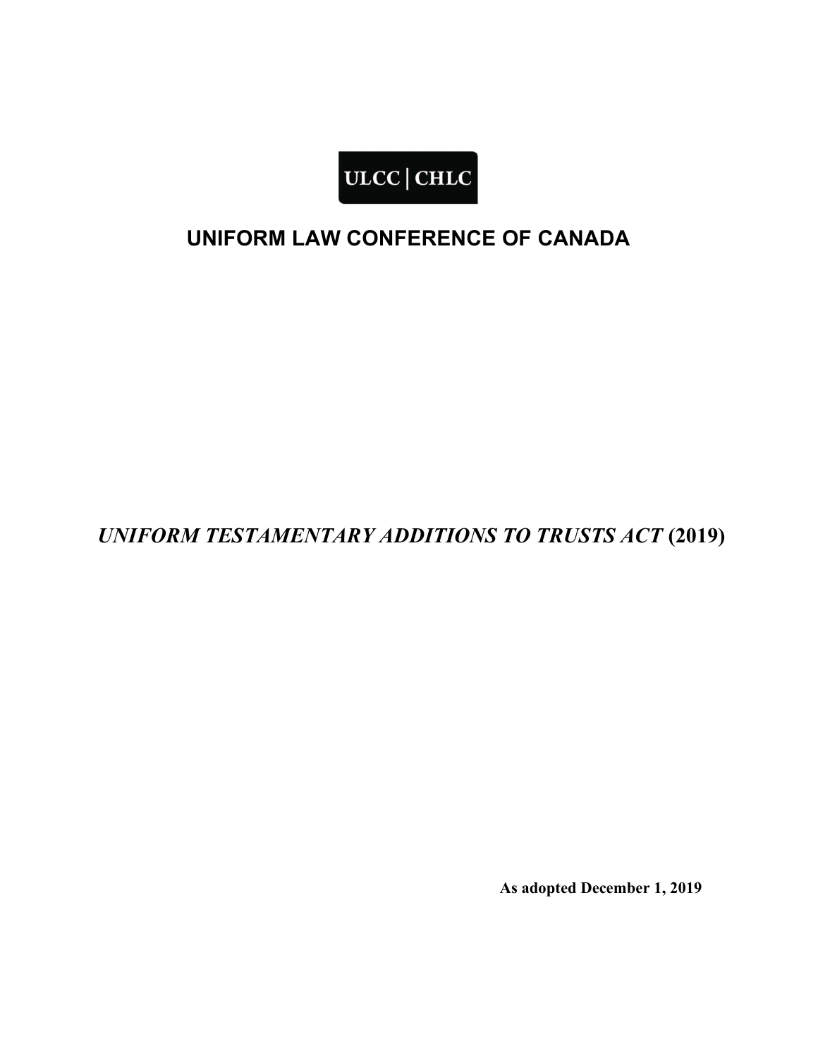ULCC | CHLC

# UNIFORM LAW CONFERENCE OF CANADA

## *UNIFORM TESTAMENTARY ADDITIONS TO TRUSTS ACT* (2019)

**As adopted December 1, 2019**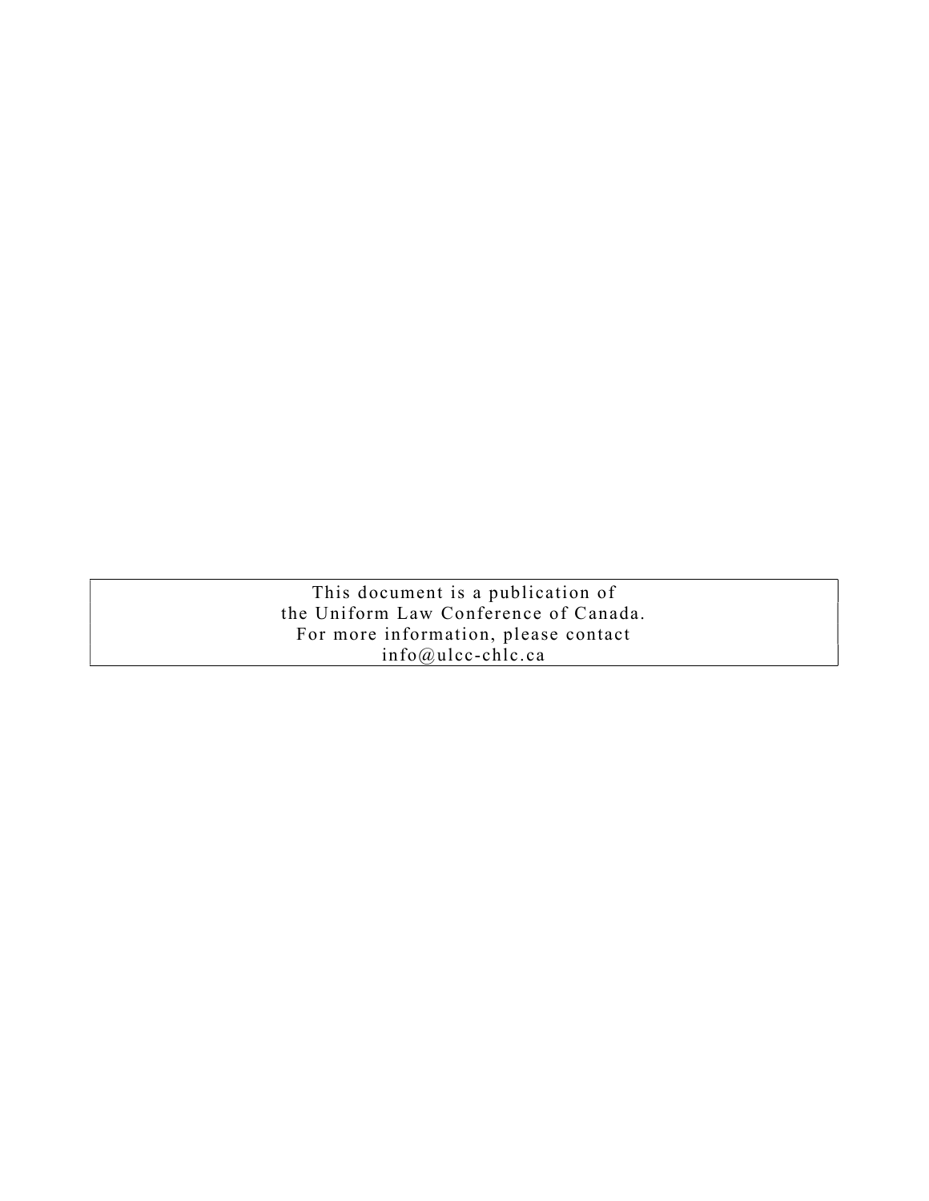This document is a publication of
the Uniform Law Conference of Canada.
For more information, please contact
info@ulcc-chlc.ca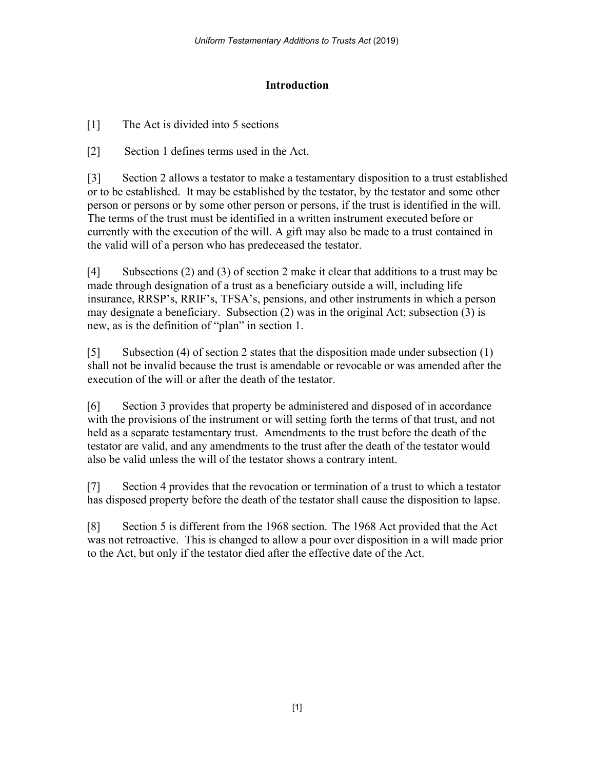## Introduction

[1] The Act is divided into 5 sections

[2] Section 1 defines terms used in the Act.

[3] Section 2 allows a testator to make a testamentary disposition to a trust established or to be established. It may be established by the testator, by the testator and some other person or persons or by some other person or persons, if the trust is identified in the will. The terms of the trust must be identified in a written instrument executed before or currently with the execution of the will. A gift may also be made to a trust contained in the valid will of a person who has predeceased the testator.

[4] Subsections (2) and (3) of section 2 make it clear that additions to a trust may be made through designation of a trust as a beneficiary outside a will, including life insurance, RRSP's, RRIF's, TFSA's, pensions, and other instruments in which a person may designate a beneficiary. Subsection (2) was in the original Act; subsection (3) is new, as is the definition of "plan" in section 1.

[5] Subsection (4) of section 2 states that the disposition made under subsection (1) shall not be invalid because the trust is amendable or revocable or was amended after the execution of the will or after the death of the testator.

[6] Section 3 provides that property be administered and disposed of in accordance with the provisions of the instrument or will setting forth the terms of that trust, and not held as a separate testamentary trust. Amendments to the trust before the death of the testator are valid, and any amendments to the trust after the death of the testator would also be valid unless the will of the testator shows a contrary intent.

[7] Section 4 provides that the revocation or termination of a trust to which a testator has disposed property before the death of the testator shall cause the disposition to lapse.

[8] Section 5 is different from the 1968 section. The 1968 Act provided that the Act was not retroactive. This is changed to allow a pour over disposition in a will made prior to the Act, but only if the testator died after the effective date of the Act.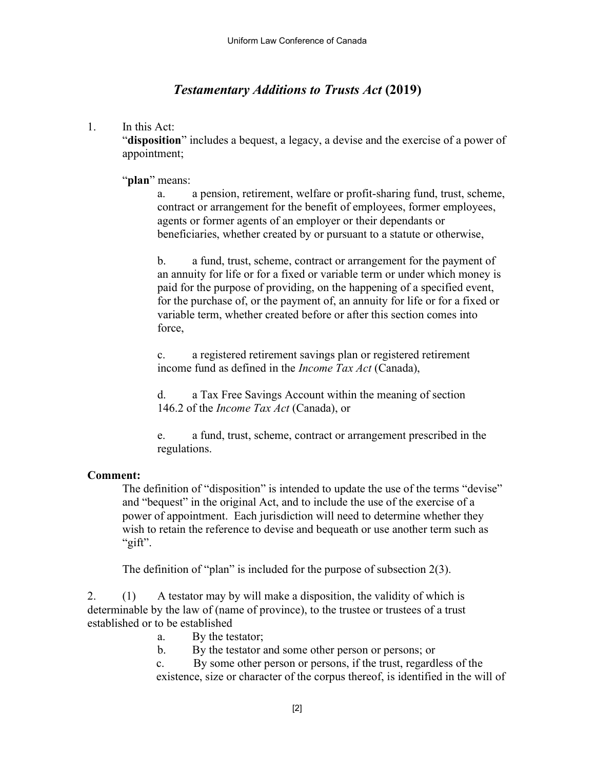# *Testamentary Additions to Trusts Act* (2019)

1. In this Act:

   "**disposition**" includes a bequest, a legacy, a devise and the exercise of a power of appointment;

   "**plan**" means:

   a. a pension, retirement, welfare or profit-sharing fund, trust, scheme, contract or arrangement for the benefit of employees, former employees, agents or former agents of an employer or their dependants or beneficiaries, whether created by or pursuant to a statute or otherwise,

   b. a fund, trust, scheme, contract or arrangement for the payment of an annuity for life or for a fixed or variable term or under which money is paid for the purpose of providing, on the happening of a specified event, for the purchase of, or the payment of, an annuity for life or for a fixed or variable term, whether created before or after this section comes into force,

   c. a registered retirement savings plan or registered retirement income fund as defined in the *Income Tax Act* (Canada),

   d. a Tax Free Savings Account within the meaning of section 146.2 of the *Income Tax Act* (Canada), or

   e. a fund, trust, scheme, contract or arrangement prescribed in the regulations.

**Comment:**

The definition of "disposition" is intended to update the use of the terms "devise" and "bequest" in the original Act, and to include the use of the exercise of a power of appointment. Each jurisdiction will need to determine whether they wish to retain the reference to devise and bequeath or use another term such as "gift".

The definition of "plan" is included for the purpose of subsection 2(3).

2. (1) A testator may by will make a disposition, the validity of which is determinable by the law of (name of province), to the trustee or trustees of a trust established or to be established

   a. By the testator;

   b. By the testator and some other person or persons; or

   c. By some other person or persons, if the trust, regardless of the existence, size or character of the corpus thereof, is identified in the will of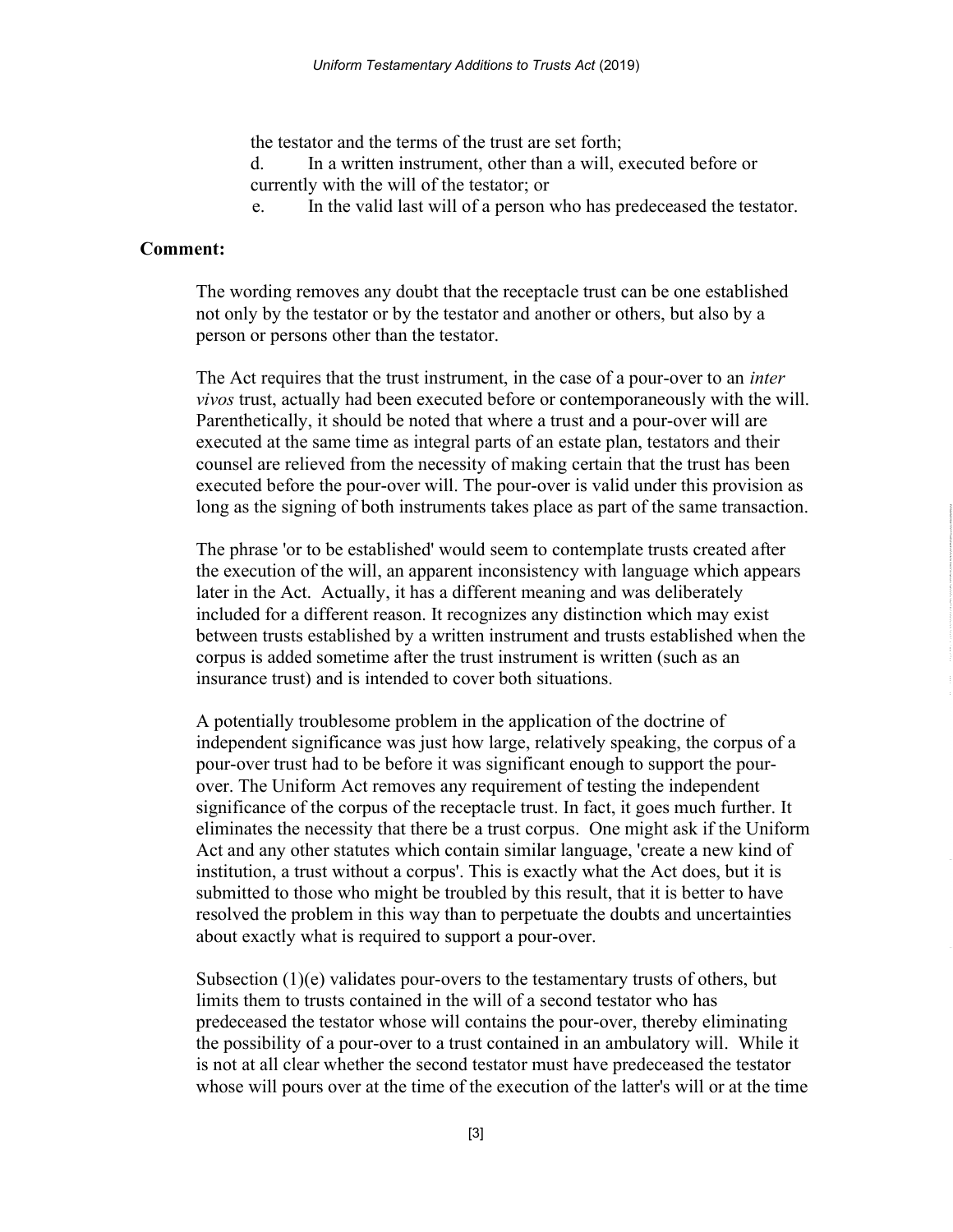the testator and the terms of the trust are set forth;

d. In a written instrument, other than a will, executed before or currently with the will of the testator; or

e. In the valid last will of a person who has predeceased the testator.

**Comment:**

The wording removes any doubt that the receptacle trust can be one established not only by the testator or by the testator and another or others, but also by a person or persons other than the testator.

The Act requires that the trust instrument, in the case of a pour-over to an *inter vivos* trust, actually had been executed before or contemporaneously with the will. Parenthetically, it should be noted that where a trust and a pour-over will are executed at the same time as integral parts of an estate plan, testators and their counsel are relieved from the necessity of making certain that the trust has been executed before the pour-over will. The pour-over is valid under this provision as long as the signing of both instruments takes place as part of the same transaction.

The phrase 'or to be established' would seem to contemplate trusts created after the execution of the will, an apparent inconsistency with language which appears later in the Act. Actually, it has a different meaning and was deliberately included for a different reason. It recognizes any distinction which may exist between trusts established by a written instrument and trusts established when the corpus is added sometime after the trust instrument is written (such as an insurance trust) and is intended to cover both situations.

A potentially troublesome problem in the application of the doctrine of independent significance was just how large, relatively speaking, the corpus of a pour-over trust had to be before it was significant enough to support the pour-over. The Uniform Act removes any requirement of testing the independent significance of the corpus of the receptacle trust. In fact, it goes much further. It eliminates the necessity that there be a trust corpus. One might ask if the Uniform Act and any other statutes which contain similar language, 'create a new kind of institution, a trust without a corpus'. This is exactly what the Act does, but it is submitted to those who might be troubled by this result, that it is better to have resolved the problem in this way than to perpetuate the doubts and uncertainties about exactly what is required to support a pour-over.

Subsection (1)(e) validates pour-overs to the testamentary trusts of others, but limits them to trusts contained in the will of a second testator who has predeceased the testator whose will contains the pour-over, thereby eliminating the possibility of a pour-over to a trust contained in an ambulatory will. While it is not at all clear whether the second testator must have predeceased the testator whose will pours over at the time of the execution of the latter's will or at the time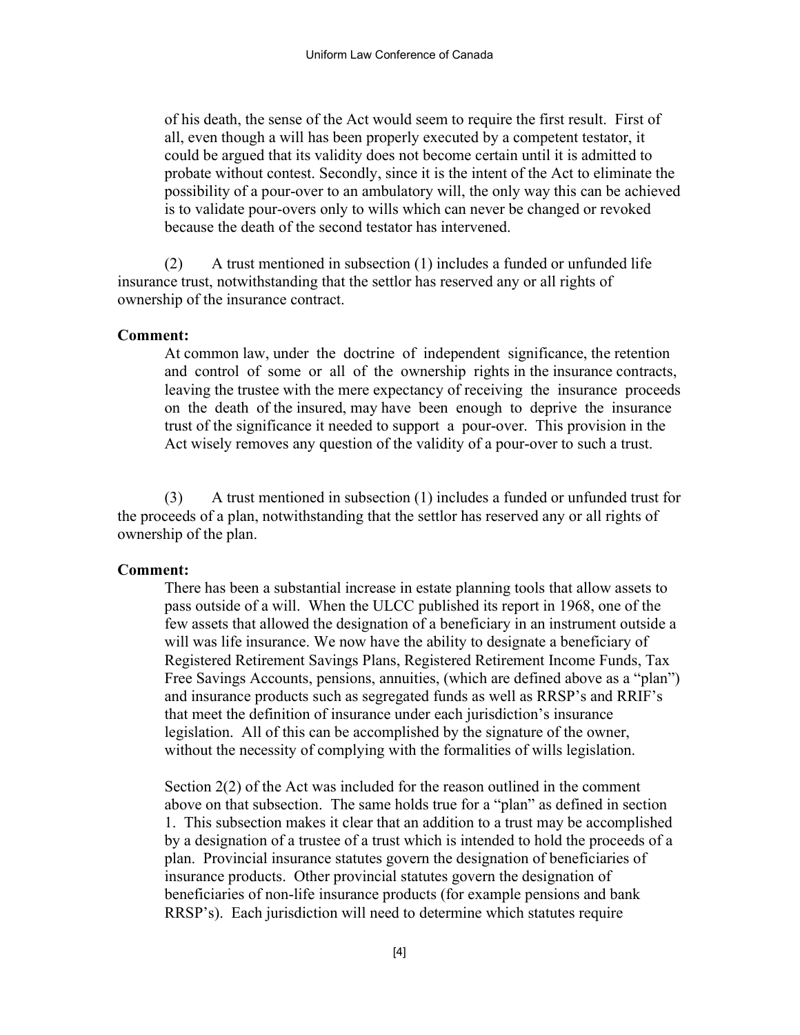of his death, the sense of the Act would seem to require the first result. First of all, even though a will has been properly executed by a competent testator, it could be argued that its validity does not become certain until it is admitted to probate without contest. Secondly, since it is the intent of the Act to eliminate the possibility of a pour-over to an ambulatory will, the only way this can be achieved is to validate pour-overs only to wills which can never be changed or revoked because the death of the second testator has intervened.

(2) A trust mentioned in subsection (1) includes a funded or unfunded life insurance trust, notwithstanding that the settlor has reserved any or all rights of ownership of the insurance contract.

**Comment:**

At common law, under the doctrine of independent significance, the retention and control of some or all of the ownership rights in the insurance contracts, leaving the trustee with the mere expectancy of receiving the insurance proceeds on the death of the insured, may have been enough to deprive the insurance trust of the significance it needed to support a pour-over. This provision in the Act wisely removes any question of the validity of a pour-over to such a trust.

(3) A trust mentioned in subsection (1) includes a funded or unfunded trust for the proceeds of a plan, notwithstanding that the settlor has reserved any or all rights of ownership of the plan.

**Comment:**

There has been a substantial increase in estate planning tools that allow assets to pass outside of a will. When the ULCC published its report in 1968, one of the few assets that allowed the designation of a beneficiary in an instrument outside a will was life insurance. We now have the ability to designate a beneficiary of Registered Retirement Savings Plans, Registered Retirement Income Funds, Tax Free Savings Accounts, pensions, annuities, (which are defined above as a "plan") and insurance products such as segregated funds as well as RRSP's and RRIF's that meet the definition of insurance under each jurisdiction's insurance legislation. All of this can be accomplished by the signature of the owner, without the necessity of complying with the formalities of wills legislation.

Section 2(2) of the Act was included for the reason outlined in the comment above on that subsection. The same holds true for a "plan" as defined in section 1. This subsection makes it clear that an addition to a trust may be accomplished by a designation of a trustee of a trust which is intended to hold the proceeds of a plan. Provincial insurance statutes govern the designation of beneficiaries of insurance products. Other provincial statutes govern the designation of beneficiaries of non-life insurance products (for example pensions and bank RRSP's). Each jurisdiction will need to determine which statutes require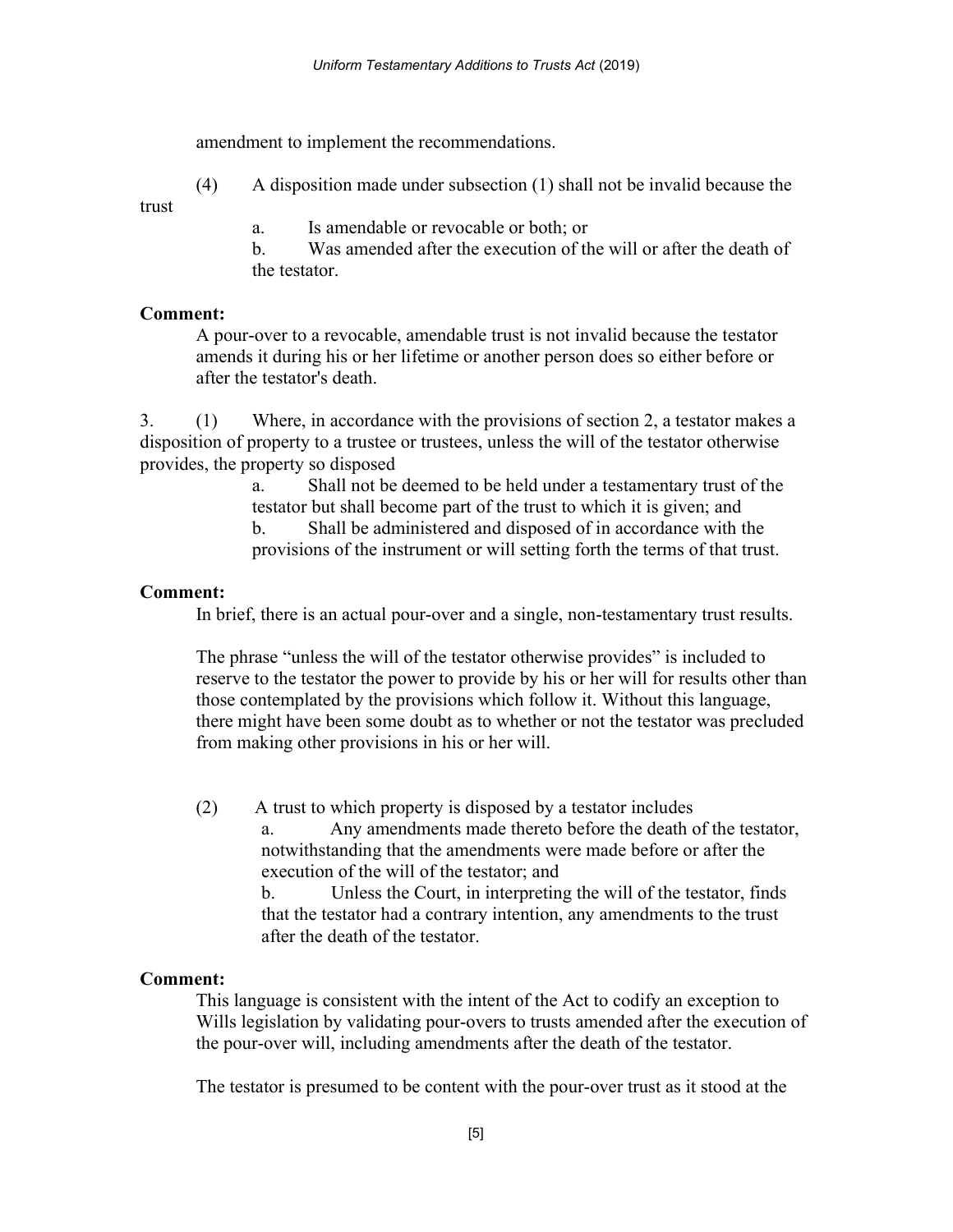amendment to implement the recommendations.

(4) A disposition made under subsection (1) shall not be invalid because the trust

a. Is amendable or revocable or both; or

b. Was amended after the execution of the will or after the death of the testator.

**Comment:**

A pour-over to a revocable, amendable trust is not invalid because the testator amends it during his or her lifetime or another person does so either before or after the testator's death.

3. (1) Where, in accordance with the provisions of section 2, a testator makes a disposition of property to a trustee or trustees, unless the will of the testator otherwise provides, the property so disposed

a. Shall not be deemed to be held under a testamentary trust of the testator but shall become part of the trust to which it is given; and

b. Shall be administered and disposed of in accordance with the provisions of the instrument or will setting forth the terms of that trust.

**Comment:**

In brief, there is an actual pour-over and a single, non-testamentary trust results.

The phrase "unless the will of the testator otherwise provides" is included to reserve to the testator the power to provide by his or her will for results other than those contemplated by the provisions which follow it. Without this language, there might have been some doubt as to whether or not the testator was precluded from making other provisions in his or her will.

(2) A trust to which property is disposed by a testator includes

a. Any amendments made thereto before the death of the testator, notwithstanding that the amendments were made before or after the execution of the will of the testator; and

b. Unless the Court, in interpreting the will of the testator, finds that the testator had a contrary intention, any amendments to the trust after the death of the testator.

**Comment:**

This language is consistent with the intent of the Act to codify an exception to Wills legislation by validating pour-overs to trusts amended after the execution of the pour-over will, including amendments after the death of the testator.

The testator is presumed to be content with the pour-over trust as it stood at the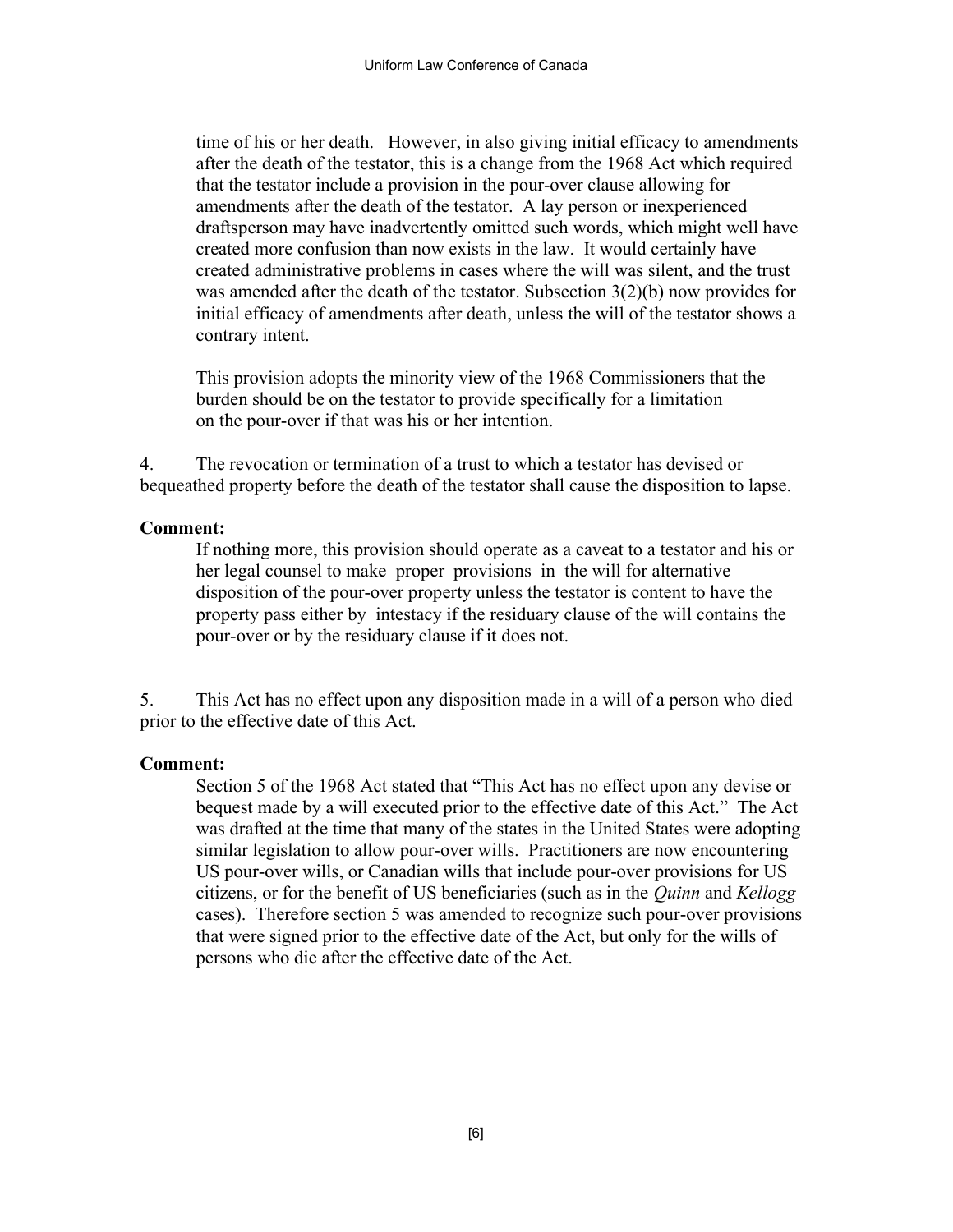time of his or her death. However, in also giving initial efficacy to amendments after the death of the testator, this is a change from the 1968 Act which required that the testator include a provision in the pour-over clause allowing for amendments after the death of the testator. A lay person or inexperienced draftsperson may have inadvertently omitted such words, which might well have created more confusion than now exists in the law. It would certainly have created administrative problems in cases where the will was silent, and the trust was amended after the death of the testator. Subsection 3(2)(b) now provides for initial efficacy of amendments after death, unless the will of the testator shows a contrary intent.

This provision adopts the minority view of the 1968 Commissioners that the burden should be on the testator to provide specifically for a limitation on the pour-over if that was his or her intention.

4. The revocation or termination of a trust to which a testator has devised or bequeathed property before the death of the testator shall cause the disposition to lapse.

**Comment:**

If nothing more, this provision should operate as a caveat to a testator and his or her legal counsel to make proper provisions in the will for alternative disposition of the pour-over property unless the testator is content to have the property pass either by intestacy if the residuary clause of the will contains the pour-over or by the residuary clause if it does not.

5. This Act has no effect upon any disposition made in a will of a person who died prior to the effective date of this Act.

**Comment:**

Section 5 of the 1968 Act stated that "This Act has no effect upon any devise or bequest made by a will executed prior to the effective date of this Act." The Act was drafted at the time that many of the states in the United States were adopting similar legislation to allow pour-over wills. Practitioners are now encountering US pour-over wills, or Canadian wills that include pour-over provisions for US citizens, or for the benefit of US beneficiaries (such as in the *Quinn* and *Kellogg* cases). Therefore section 5 was amended to recognize such pour-over provisions that were signed prior to the effective date of the Act, but only for the wills of persons who die after the effective date of the Act.